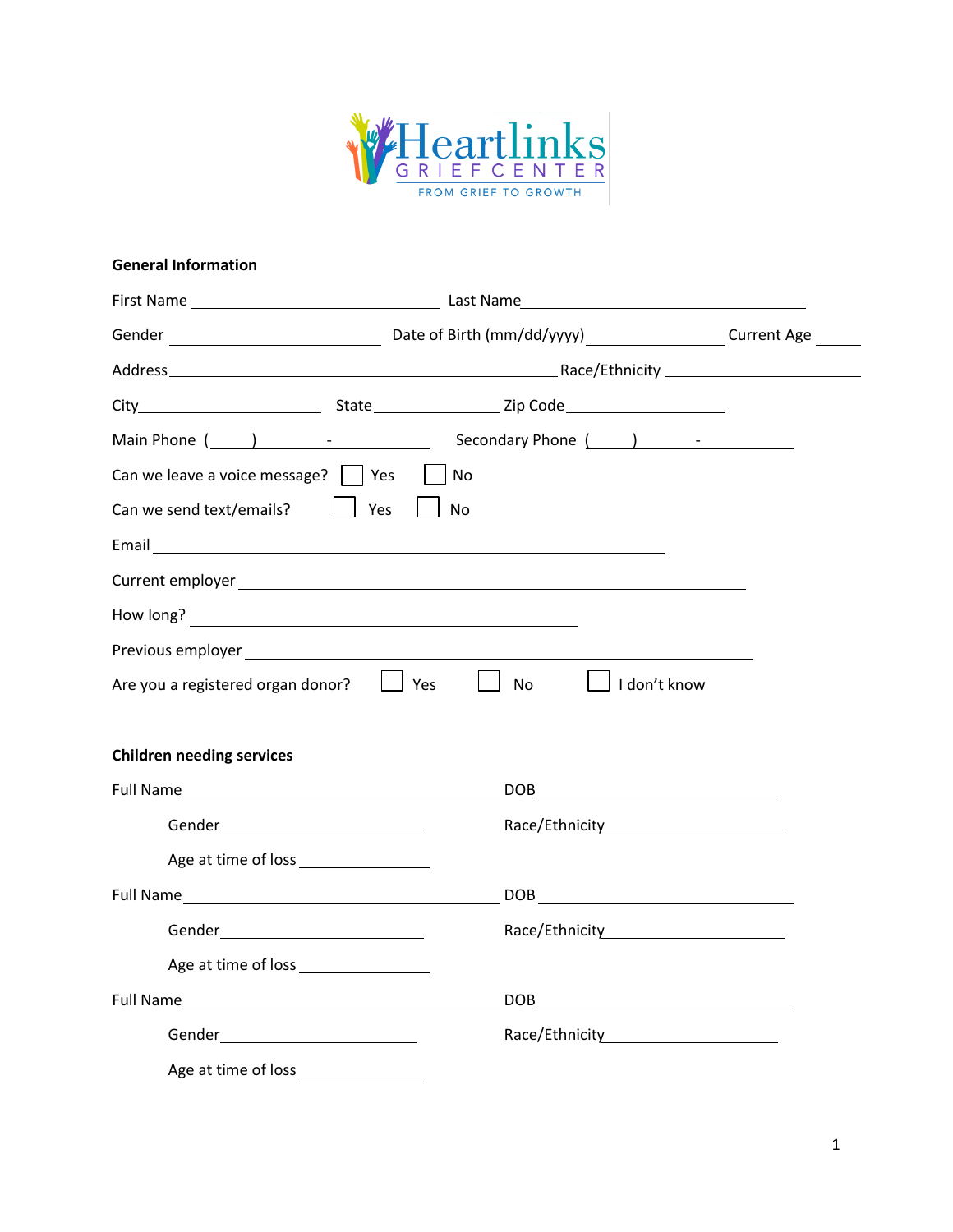Heartlinks
GRIEF CENTER
FROM GRIEF TO GROWTH

**General Information**

First Name ______________________ Last Name ______________________

Gender ________________ Date of Birth (mm/dd/yyyy) ____________ Current Age ____

Address ________________________________ Race/Ethnicity ______________

City ______________ State ___________ Zip Code ____________

Main Phone ( ) - Secondary Phone ( ) -

Can we leave a voice message? ☐ Yes ☐ No

Can we send text/emails? ☐ Yes ☐ No

Email ________________________________________

Current employer ________________________________________

How long? ______________________________

Previous employer ________________________________________

Are you a registered organ donor? ☐ Yes ☐ No ☐ I don't know

**Children needing services**

Full Name ________________________ DOB ____________________

Gender ________________ Race/Ethnicity ______________

Age at time of loss __________

Full Name ________________________ DOB ____________________

Gender ________________ Race/Ethnicity ______________

Age at time of loss __________

Full Name ________________________ DOB ____________________

Gender ________________ Race/Ethnicity ______________

Age at time of loss __________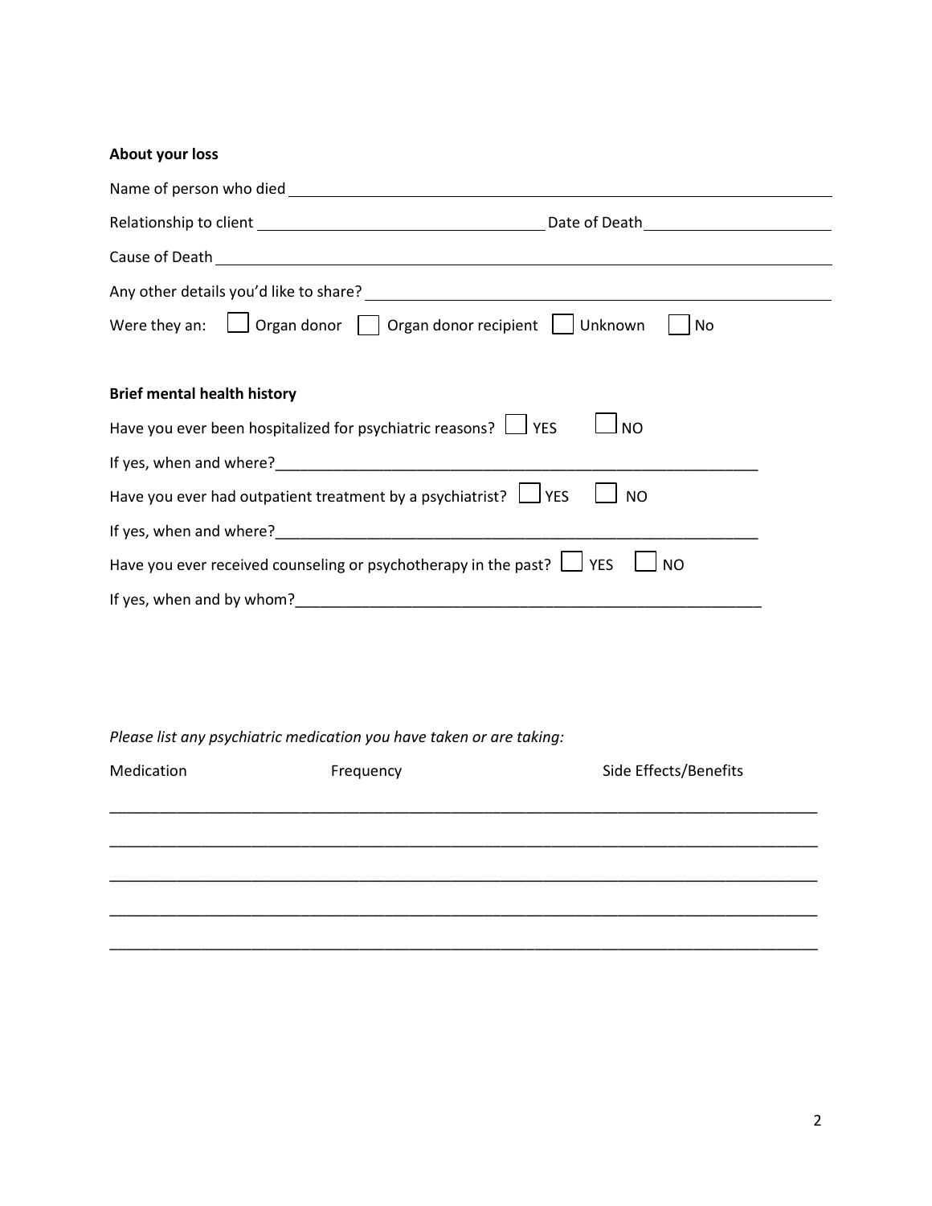**About your loss**

Name of person who died ______________________________________________________________

Relationship to client ______________________________ Date of Death ____________________

Cause of Death _________________________________________________________________

Any other details you'd like to share? _______________________________________________

Were they an: ☐ Organ donor ☐ Organ donor recipient ☐ Unknown ☐ No

**Brief mental health history**

Have you ever been hospitalized for psychiatric reasons? ☐ YES ☐ NO

If yes, when and where?_____________________________________________________

Have you ever had outpatient treatment by a psychiatrist? ☐ YES ☐ NO

If yes, when and where?_____________________________________________________

Have you ever received counseling or psychotherapy in the past? ☐ YES ☐ NO

If yes, when and by whom?___________________________________________________

*Please list any psychiatric medication you have taken or are taking:*

| Medication | Frequency | Side Effects/Benefits |
|---|---|---|
| | | |
| | | |
| | | |
| | | |
| | | |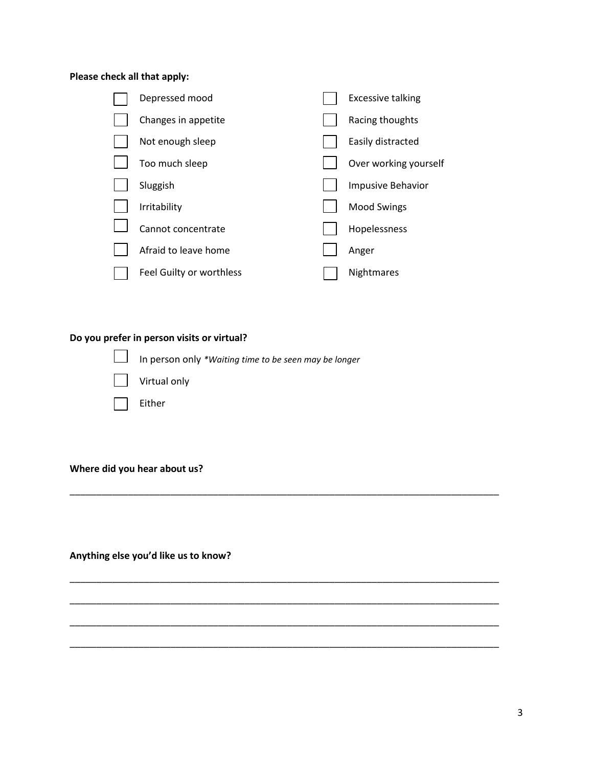**Please check all that apply:**

- [ ] Depressed mood
- [ ] Changes in appetite
- [ ] Not enough sleep
- [ ] Too much sleep
- [ ] Sluggish
- [ ] Irritability
- [ ] Cannot concentrate
- [ ] Afraid to leave home
- [ ] Feel Guilty or worthless
- [ ] Excessive talking
- [ ] Racing thoughts
- [ ] Easily distracted
- [ ] Over working yourself
- [ ] Impusive Behavior
- [ ] Mood Swings
- [ ] Hopelessness
- [ ] Anger
- [ ] Nightmares

**Do you prefer in person visits or virtual?**

- [ ] In person only *\*Waiting time to be seen may be longer*
- [ ] Virtual only
- [ ] Either

**Where did you hear about us?**

___________________________________________________________________________________

**Anything else you'd like us to know?**

___________________________________________________________________________________

___________________________________________________________________________________

___________________________________________________________________________________

___________________________________________________________________________________